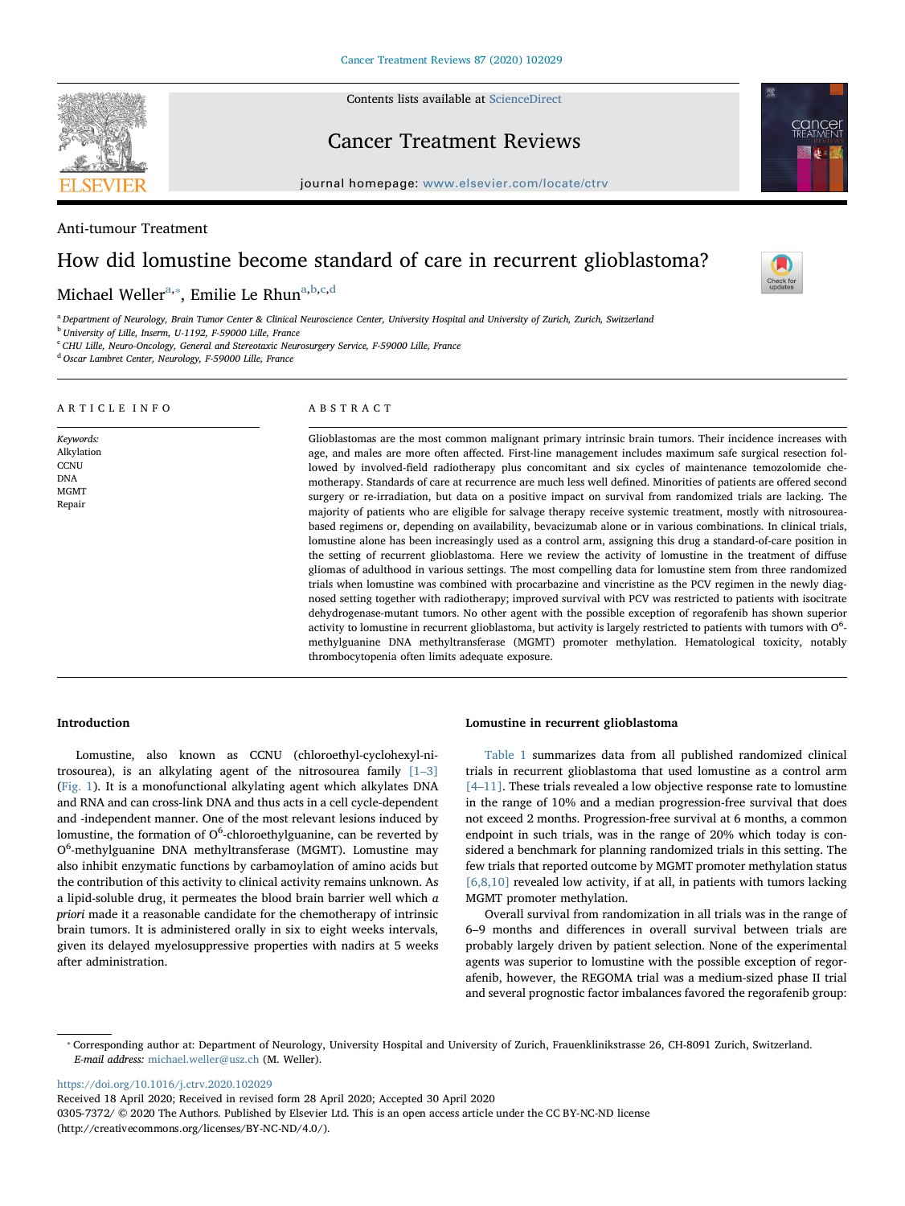Anti-tumour Treatment

# How did lomustine become standard of care in recurrent glioblastoma?

Michael Weller[a,*], Emilie Le Rhun[a,b,c,d]

[a] Department of Neurology, Brain Tumor Center & Clinical Neuroscience Center, University Hospital and University of Zurich, Zurich, Switzerland
[b] University of Lille, Inserm, U-1192, F-59000 Lille, France
[c] CHU Lille, Neuro-Oncology, General and Stereotaxic Neurosurgery Service, F-59000 Lille, France
[d] Oscar Lambret Center, Neurology, F-59000 Lille, France

## ARTICLE INFO

*Keywords:*
Alkylation
CCNU
DNA
MGMT
Repair

## ABSTRACT

Glioblastomas are the most common malignant primary intrinsic brain tumors. Their incidence increases with age, and males are more often affected. First-line management includes maximum safe surgical resection followed by involved-field radiotherapy plus concomitant and six cycles of maintenance temozolomide chemotherapy. Standards of care at recurrence are much less well defined. Minorities of patients are offered second surgery or re-irradiation, but data on a positive impact on survival from randomized trials are lacking. The majority of patients who are eligible for salvage therapy receive systemic treatment, mostly with nitrosourea-based regimens or, depending on availability, bevacizumab alone or in various combinations. In clinical trials, lomustine alone has been increasingly used as a control arm, assigning this drug a standard-of-care position in the setting of recurrent glioblastoma. Here we review the activity of lomustine in the treatment of diffuse gliomas of adulthood in various settings. The most compelling data for lomustine stem from three randomized trials when lomustine was combined with procarbazine and vincristine as the PCV regimen in the newly diagnosed setting together with radiotherapy; improved survival with PCV was restricted to patients with isocitrate dehydrogenase-mutant tumors. No other agent with the possible exception of regorafenib has shown superior activity to lomustine in recurrent glioblastoma, but activity is largely restricted to patients with tumors with $O^6$-methylguanine DNA methyltransferase (MGMT) promoter methylation. Hematological toxicity, notably thrombocytopenia often limits adequate exposure.

## Introduction

Lomustine, also known as CCNU (chloroethyl-cyclohexyl-nitrosourea), is an alkylating agent of the nitrosourea family [1–3] (Fig. 1). It is a monofunctional alkylating agent which alkylates DNA and RNA and can cross-link DNA and thus acts in a cell cycle-dependent and -independent manner. One of the most relevant lesions induced by lomustine, the formation of $O^6$-chloroethylguanine, can be reverted by $O^6$-methylguanine DNA methyltransferase (MGMT). Lomustine may also inhibit enzymatic functions by carbamoylation of amino acids but the contribution of this activity to clinical activity remains unknown. As a lipid-soluble drug, it permeates the blood brain barrier well which *a priori* made it a reasonable candidate for the chemotherapy of intrinsic brain tumors. It is administered orally in six to eight weeks intervals, given its delayed myelosuppressive properties with nadirs at 5 weeks after administration.

## Lomustine in recurrent glioblastoma

Table 1 summarizes data from all published randomized clinical trials in recurrent glioblastoma that used lomustine as a control arm [4–11]. These trials revealed a low objective response rate to lomustine in the range of 10% and a median progression-free survival that does not exceed 2 months. Progression-free survival at 6 months, a common endpoint in such trials, was in the range of 20% which today is considered a benchmark for planning randomized trials in this setting. The few trials that reported outcome by MGMT promoter methylation status [6,8,10] revealed low activity, if at all, in patients with tumors lacking MGMT promoter methylation.

Overall survival from randomization in all trials was in the range of 6–9 months and differences in overall survival between trials are probably largely driven by patient selection. None of the experimental agents was superior to lomustine with the possible exception of regorafenib, however, the REGOMA trial was a medium-sized phase II trial and several prognostic factor imbalances favored the regorafenib group:

* Corresponding author at: Department of Neurology, University Hospital and University of Zurich, Frauenklinikstrasse 26, CH-8091 Zurich, Switzerland.
*E-mail address:* michael.weller@usz.ch (M. Weller).

https://doi.org/10.1016/j.ctrv.2020.102029
Received 18 April 2020; Received in revised form 28 April 2020; Accepted 30 April 2020
0305-7372/ © 2020 The Authors. Published by Elsevier Ltd. This is an open access article under the CC BY-NC-ND license (http://creativecommons.org/licenses/BY-NC-ND/4.0/).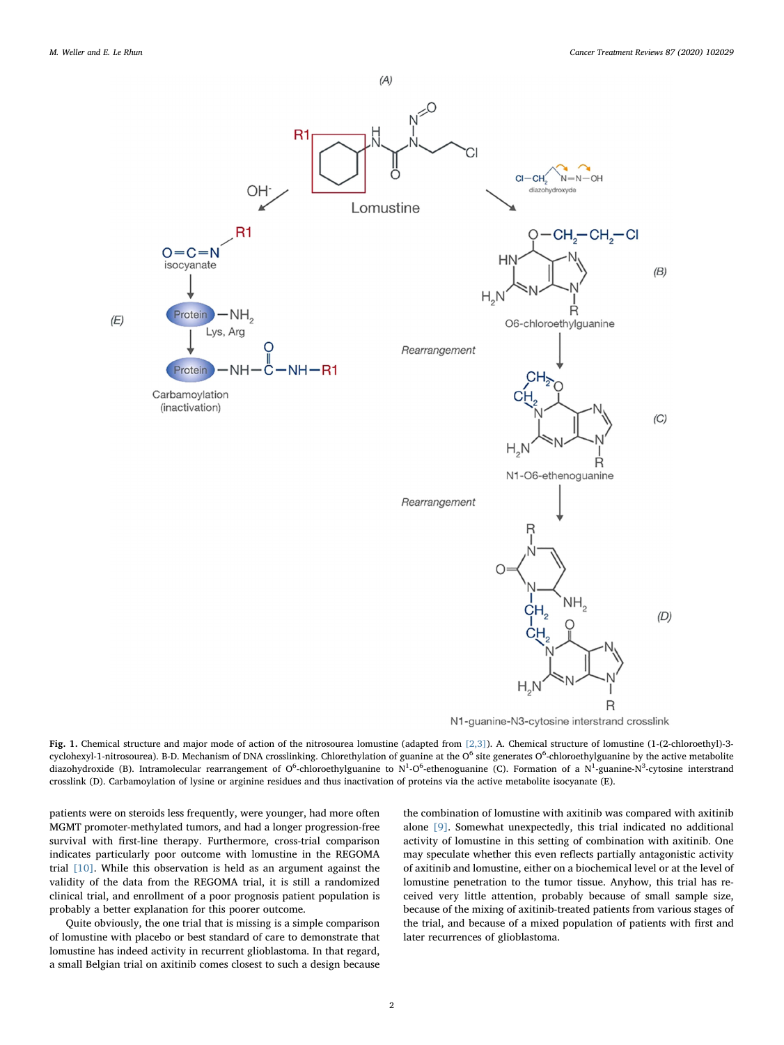**Fig. 1.** Chemical structure and major mode of action of the nitrosourea lomustine (adapted from [2,3]). A. Chemical structure of lomustine (1-(2-chloroethyl)-3-cyclohexyl-1-nitrosourea). B-D. Mechanism of DNA crosslinking. Chlorethylation of guanine at the $O^6$ site generates $O^6$-chloroethylguanine by the active metabolite diazohydroxide (B). Intramolecular rearrangement of $O^6$-chloroethylguanine to $N^1$-$O^6$-ethenoguanine (C). Formation of a $N^1$-guanine-$N^3$-cytosine interstrand crosslink (D). Carbamoylation of lysine or arginine residues and thus inactivation of proteins via the active metabolite isocyanate (E).

patients were on steroids less frequently, were younger, had more often MGMT promoter-methylated tumors, and had a longer progression-free survival with first-line therapy. Furthermore, cross-trial comparison indicates particularly poor outcome with lomustine in the REGOMA trial [10]. While this observation is held as an argument against the validity of the data from the REGOMA trial, it is still a randomized clinical trial, and enrollment of a poor prognosis patient population is probably a better explanation for this poorer outcome.

Quite obviously, the one trial that is missing is a simple comparison of lomustine with placebo or best standard of care to demonstrate that lomustine has indeed activity in recurrent glioblastoma. In that regard, a small Belgian trial on axitinib comes closest to such a design because the combination of lomustine with axitinib was compared with axitinib alone [9]. Somewhat unexpectedly, this trial indicated no additional activity of lomustine in this setting of combination with axitinib. One may speculate whether this even reflects partially antagonistic activity of axitinib and lomustine, either on a biochemical level or at the level of lomustine penetration to the tumor tissue. Anyhow, this trial has received very little attention, probably because of small sample size, because of the mixing of axitinib-treated patients from various stages of the trial, and because of a mixed population of patients with first and later recurrences of glioblastoma.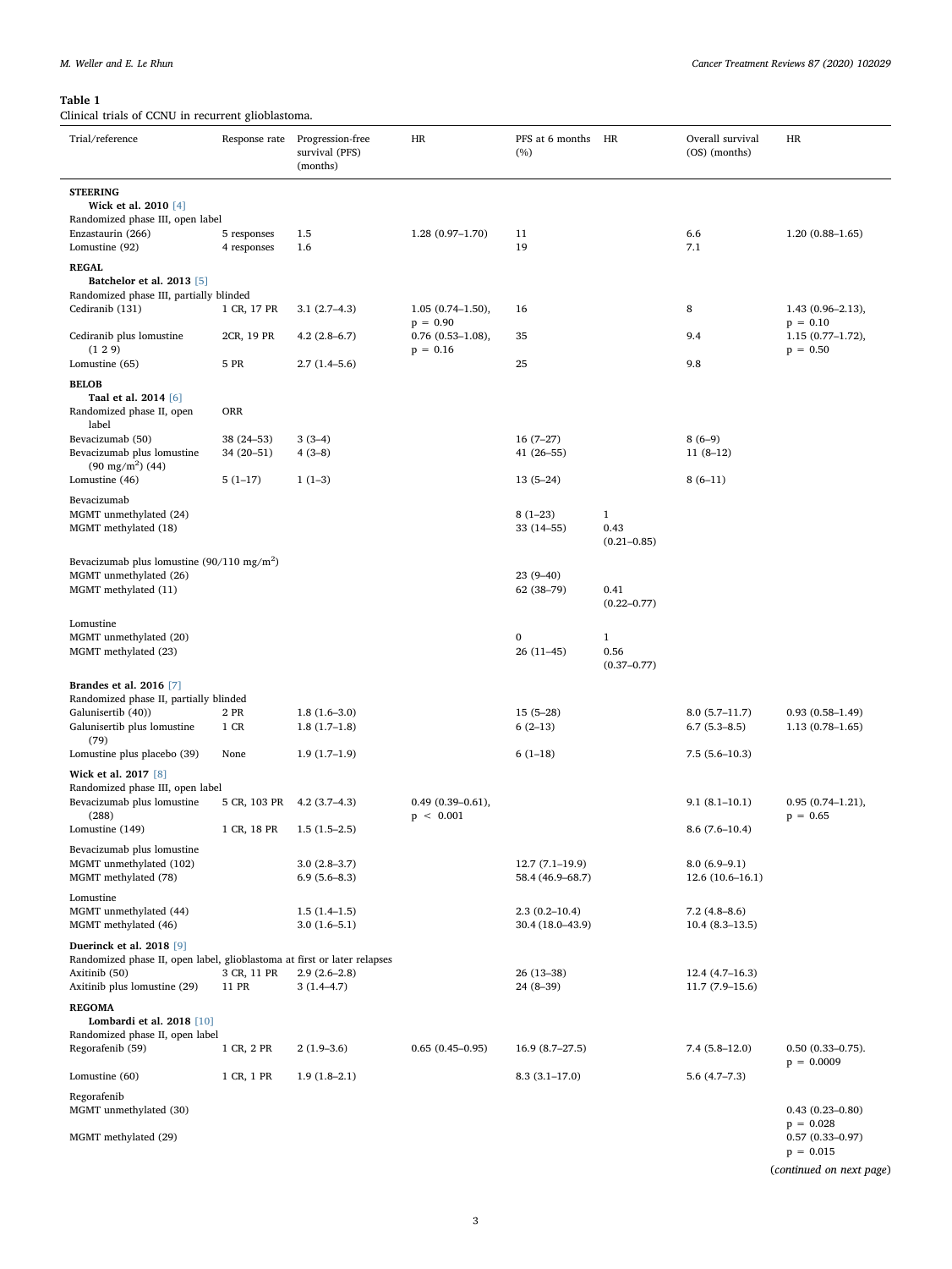**Table 1**
Clinical trials of CCNU in recurrent glioblastoma.

| Trial/reference | Response rate | Progression-free survival (PFS) (months) | HR | PFS at 6 months (%) | HR | Overall survival (OS) (months) | HR |
|---|---|---|---|---|---|---|---|
| **STEERING** | | | | | | | |
| **Wick et al. 2010** [4] | | | | | | | |
| Randomized phase III, open label | | | | | | | |
| Enzastaurin (266) | 5 responses | 1.5 | 1.28 (0.97–1.70) | 11 | | 6.6 | 1.20 (0.88–1.65) |
| Lomustine (92) | 4 responses | 1.6 | | 19 | | 7.1 | |
| **REGAL** | | | | | | | |
| **Batchelor et al. 2013** [5] | | | | | | | |
| Randomized phase III, partially blinded | | | | | | | |
| Cediranib (131) | 1 CR, 17 PR | 3.1 (2.7–4.3) | 1.05 (0.74–1.50), $p = 0.90$ | 16 | | 8 | 1.43 (0.96–2.13), $p = 0.10$ |
| Cediranib plus lomustine (1 2 9) | 2CR, 19 PR | 4.2 (2.8–6.7) | 0.76 (0.53–1.08), $p = 0.16$ | 35 | | 9.4 | 1.15 (0.77–1.72), $p = 0.50$ |
| Lomustine (65) | 5 PR | 2.7 (1.4–5.6) | | 25 | | 9.8 | |
| **BELOB** | | | | | | | |
| **Taal et al. 2014** [6] | | | | | | | |
| Randomized phase II, open label | ORR | | | | | | |
| Bevacizumab (50) | 38 (24–53) | 3 (3–4) | | 16 (7–27) | | 8 (6–9) | |
| Bevacizumab plus lomustine (90 mg/m$^2$) (44) | 34 (20–51) | 4 (3–8) | | 41 (26–55) | | 11 (8–12) | |
| Lomustine (46) | 5 (1–17) | 1 (1–3) | | 13 (5–24) | | 8 (6–11) | |
| Bevacizumab | | | | | | | |
| MGMT unmethylated (24) | | | | 8 (1–23) | 1 | | |
| MGMT methylated (18) | | | | 33 (14–55) | 0.43 (0.21–0.85) | | |
| Bevacizumab plus lomustine (90/110 mg/m$^2$) | | | | | | | |
| MGMT unmethylated (26) | | | | 23 (9–40) | | | |
| MGMT methylated (11) | | | | 62 (38–79) | 0.41 (0.22–0.77) | | |
| Lomustine | | | | | | | |
| MGMT unmethylated (20) | | | | 0 | 1 | | |
| MGMT methylated (23) | | | | 26 (11–45) | 0.56 (0.37–0.77) | | |
| **Brandes et al. 2016** [7] | | | | | | | |
| Randomized phase II, partially blinded | | | | | | | |
| Galunisertib (40)) | 2 PR | 1.8 (1.6–3.0) | | 15 (5–28) | | 8.0 (5.7–11.7) | 0.93 (0.58–1.49) |
| Galunisertib plus lomustine (79) | 1 CR | 1.8 (1.7–1.8) | | 6 (2–13) | | 6.7 (5.3–8.5) | 1.13 (0.78–1.65) |
| Lomustine plus placebo (39) | None | 1.9 (1.7–1.9) | | 6 (1–18) | | 7.5 (5.6–10.3) | |
| **Wick et al. 2017** [8] | | | | | | | |
| Randomized phase III, open label | | | | | | | |
| Bevacizumab plus lomustine (288) | 5 CR, 103 PR | 4.2 (3.7–4.3) | 0.49 (0.39–0.61), $p < 0.001$ | | | 9.1 (8.1–10.1) | 0.95 (0.74–1.21), $p = 0.65$ |
| Lomustine (149) | 1 CR, 18 PR | 1.5 (1.5–2.5) | | | | 8.6 (7.6–10.4) | |
| Bevacizumab plus lomustine | | | | | | | |
| MGMT unmethylated (102) | | 3.0 (2.8–3.7) | | 12.7 (7.1–19.9) | | 8.0 (6.9–9.1) | |
| MGMT methylated (78) | | 6.9 (5.6–8.3) | | 58.4 (46.9–68.7) | | 12.6 (10.6–16.1) | |
| Lomustine | | | | | | | |
| MGMT unmethylated (44) | | 1.5 (1.4–1.5) | | 2.3 (0.2–10.4) | | 7.2 (4.8–8.6) | |
| MGMT methylated (46) | | 3.0 (1.6–5.1) | | 30.4 (18.0–43.9) | | 10.4 (8.3–13.5) | |
| **Duerinck et al. 2018** [9] | | | | | | | |
| Randomized phase II, open label, glioblastoma at first or later relapses | | | | | | | |
| Axitinib (50) | 3 CR, 11 PR | 2.9 (2.6–2.8) | | 26 (13–38) | | 12.4 (4.7–16.3) | |
| Axitinib plus lomustine (29) | 11 PR | 3 (1.4–4.7) | | 24 (8–39) | | 11.7 (7.9–15.6) | |
| **REGOMA** | | | | | | | |
| **Lombardi et al. 2018** [10] | | | | | | | |
| Randomized phase II, open label | | | | | | | |
| Regorafenib (59) | 1 CR, 2 PR | 2 (1.9–3.6) | 0.65 (0.45–0.95) | 16.9 (8.7–27.5) | | 7.4 (5.8–12.0) | 0.50 (0.33–0.75). $p = 0.0009$ |
| Lomustine (60) | 1 CR, 1 PR | 1.9 (1.8–2.1) | | 8.3 (3.1–17.0) | | 5.6 (4.7–7.3) | |
| Regorafenib | | | | | | | |
| MGMT unmethylated (30) | | | | | | | 0.43 (0.23–0.80) $p = 0.028$ |
| MGMT methylated (29) | | | | | | | 0.57 (0.33–0.97) $p = 0.015$ |

(*continued on next page*)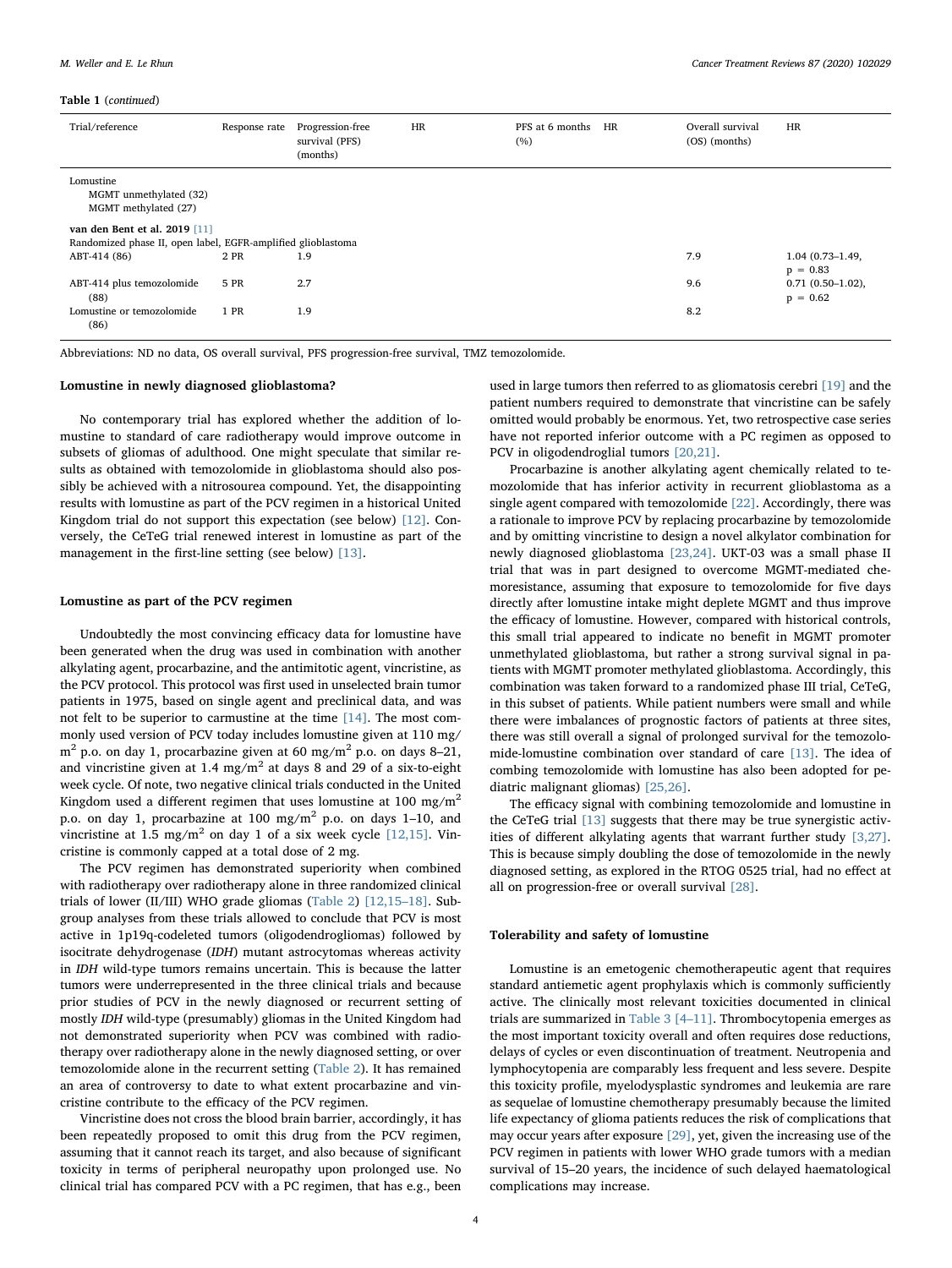**Table 1** (*continued*)

| Trial/reference | Response rate | Progression-free survival (PFS) (months) | HR | PFS at 6 months (%) | HR | Overall survival (OS) (months) | HR |
|---|---|---|---|---|---|---|---|
| Lomustine<br>MGMT unmethylated (32)<br>MGMT methylated (27) | | | | | | | |
| **van den Bent et al. 2019** [11]<br>Randomized phase II, open label, EGFR-amplified glioblastoma | | | | | | | |
| ABT-414 (86) | 2 PR | 1.9 | | | | 7.9 | 1.04 (0.73–1.49, p = 0.83 |
| ABT-414 plus temozolomide (88) | 5 PR | 2.7 | | | | 9.6 | 0.71 (0.50–1.02), p = 0.62 |
| Lomustine or temozolomide (86) | 1 PR | 1.9 | | | | 8.2 | |

Abbreviations: ND no data, OS overall survival, PFS progression-free survival, TMZ temozolomide.

### Lomustine in newly diagnosed glioblastoma?

No contemporary trial has explored whether the addition of lomustine to standard of care radiotherapy would improve outcome in subsets of gliomas of adulthood. One might speculate that similar results as obtained with temozolomide in glioblastoma should also possibly be achieved with a nitrosourea compound. Yet, the disappointing results with lomustine as part of the PCV regimen in a historical United Kingdom trial do not support this expectation (see below) [12]. Conversely, the CeTeG trial renewed interest in lomustine as part of the management in the first-line setting (see below) [13].

### Lomustine as part of the PCV regimen

Undoubtedly the most convincing efficacy data for lomustine have been generated when the drug was used in combination with another alkylating agent, procarbazine, and the antimitotic agent, vincristine, as the PCV protocol. This protocol was first used in unselected brain tumor patients in 1975, based on single agent and preclinical data, and was not felt to be superior to carmustine at the time [14]. The most commonly used version of PCV today includes lomustine given at 110 mg/m$^2$ p.o. on day 1, procarbazine given at 60 mg/m$^2$ p.o. on days 8–21, and vincristine given at 1.4 mg/m$^2$ at days 8 and 29 of a six-to-eight week cycle. Of note, two negative clinical trials conducted in the United Kingdom used a different regimen that uses lomustine at 100 mg/m$^2$ p.o. on day 1, procarbazine at 100 mg/m$^2$ p.o. on days 1–10, and vincristine at 1.5 mg/m$^2$ on day 1 of a six week cycle [12,15]. Vincristine is commonly capped at a total dose of 2 mg.

The PCV regimen has demonstrated superiority when combined with radiotherapy over radiotherapy alone in three randomized clinical trials of lower (II/III) WHO grade gliomas (Table 2) [12,15–18]. Subgroup analyses from these trials allowed to conclude that PCV is most active in 1p19q-codeleted tumors (oligodendrogliomas) followed by isocitrate dehydrogenase (*IDH*) mutant astrocytomas whereas activity in *IDH* wild-type tumors remains uncertain. This is because the latter tumors were underrepresented in the three clinical trials and because prior studies of PCV in the newly diagnosed or recurrent setting of mostly *IDH* wild-type (presumably) gliomas in the United Kingdom had not demonstrated superiority when PCV was combined with radiotherapy over radiotherapy alone in the newly diagnosed setting, or over temozolomide alone in the recurrent setting (Table 2). It has remained an area of controversy to date to what extent procarbazine and vincristine contribute to the efficacy of the PCV regimen.

Vincristine does not cross the blood brain barrier, accordingly, it has been repeatedly proposed to omit this drug from the PCV regimen, assuming that it cannot reach its target, and also because of significant toxicity in terms of peripheral neuropathy upon prolonged use. No clinical trial has compared PCV with a PC regimen, that has e.g., been used in large tumors then referred to as gliomatosis cerebri [19] and the patient numbers required to demonstrate that vincristine can be safely omitted would probably be enormous. Yet, two retrospective case series have not reported inferior outcome with a PC regimen as opposed to PCV in oligodendroglial tumors [20,21].

Procarbazine is another alkylating agent chemically related to temozolomide that has inferior activity in recurrent glioblastoma as a single agent compared with temozolomide [22]. Accordingly, there was a rationale to improve PCV by replacing procarbazine by temozolomide and by omitting vincristine to design a novel alkylator combination for newly diagnosed glioblastoma [23,24]. UKT-03 was a small phase II trial that was in part designed to overcome MGMT-mediated chemoresistance, assuming that exposure to temozolomide for five days directly after lomustine intake might deplete MGMT and thus improve the efficacy of lomustine. However, compared with historical controls, this small trial appeared to indicate no benefit in MGMT promoter unmethylated glioblastoma, but rather a strong survival signal in patients with MGMT promoter methylated glioblastoma. Accordingly, this combination was taken forward to a randomized phase III trial, CeTeG, in this subset of patients. While patient numbers were small and while there were imbalances of prognostic factors of patients at three sites, there was still overall a signal of prolonged survival for the temozolomide-lomustine combination over standard of care [13]. The idea of combing temozolomide with lomustine has also been adopted for pediatric malignant gliomas) [25,26].

The efficacy signal with combining temozolomide and lomustine in the CeTeG trial [13] suggests that there may be true synergistic activities of different alkylating agents that warrant further study [3,27]. This is because simply doubling the dose of temozolomide in the newly diagnosed setting, as explored in the RTOG 0525 trial, had no effect at all on progression-free or overall survival [28].

### Tolerability and safety of lomustine

Lomustine is an emetogenic chemotherapeutic agent that requires standard antiemetic agent prophylaxis which is commonly sufficiently active. The clinically most relevant toxicities documented in clinical trials are summarized in Table 3 [4–11]. Thrombocytopenia emerges as the most important toxicity overall and often requires dose reductions, delays of cycles or even discontinuation of treatment. Neutropenia and lymphocytopenia are comparably less frequent and less severe. Despite this toxicity profile, myelodysplastic syndromes and leukemia are rare as sequelae of lomustine chemotherapy presumably because the limited life expectancy of glioma patients reduces the risk of complications that may occur years after exposure [29], yet, given the increasing use of the PCV regimen in patients with lower WHO grade tumors with a median survival of 15–20 years, the incidence of such delayed haematological complications may increase.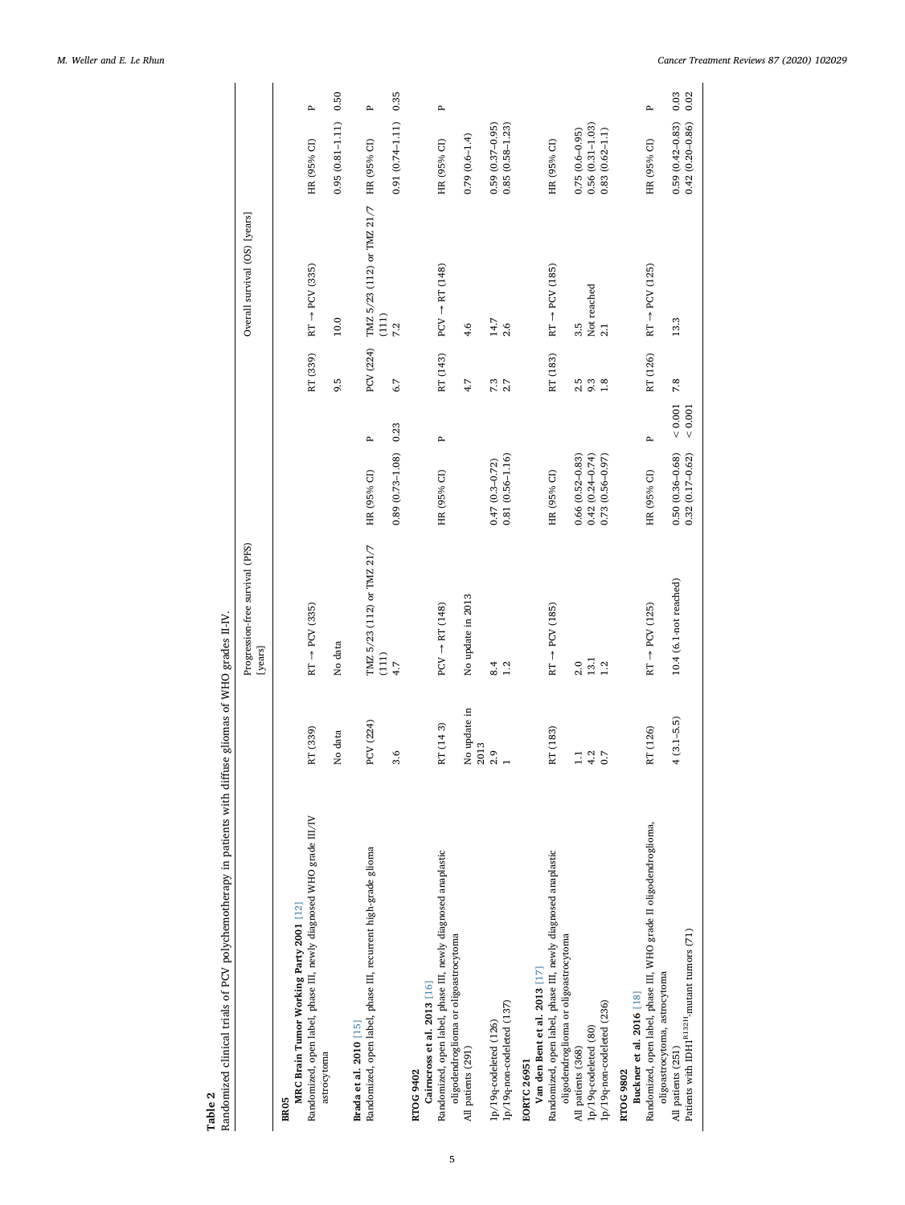**Table 2**
Randomized clinical trials of PCV polychemotherapy in patients with diffuse gliomas of WHO grades II-IV.

| | Progression-free survival (PFS) [years] | | | | Overall survival (OS) [years] | | | |
|---|---|---|---|---|---|---|---|---|
| **BR05** | | | | | | | | |
| **MRC Brain Tumor Working Party 2001** [12] | | | | | | | | |
| Randomized, open label, phase III, newly diagnosed WHO grade III/IV astrocytoma | RT (339) | RT → PCV (335) | | | RT (339) | RT → PCV (335) | HR (95% CI) | P |
| | No data | No data | | | 9.5 | 10.0 | 0.95 (0.81–1.11) | 0.50 |
| **Brada et al. 2010** [15] | | | | | | | | |
| Randomized, open label, phase III, recurrent high-grade glioma | PCV (224) | TMZ 5/23 (112) or TMZ 21/7 (111) | HR (95% CI) | P | PCV (224) | TMZ 5/23 (112) or TMZ 21/7 (111) | HR (95% CI) | P |
| | 3.6 | 4.7 | 0.89 (0.73–1.08) | 0.23 | 6.7 | 7.2 | 0.91 (0.74–1.11) | 0.35 |
| **RTOG 9402** | | | | | | | | |
| **Cairncross et al. 2013** [16] | | | | | | | | |
| Randomized, open label, phase III, newly diagnosed anaplastic oligodendroglioma or oligoastrocytoma | RT (14 3) | PCV → RT (148) | HR (95% CI) | P | RT (143) | PCV → RT (148) | HR (95% CI) | P |
| All patients (291) | No update in 2013 | No update in 2013 | | | 4.7 | 4.6 | 0.79 (0.6–1.4) | |
| 1p/19q-codeleted (126) | 2.9 | 8.4 | 0.47 (0.3–0.72) | | 7.3 | 14.7 | 0.59 (0.37–0.95) | |
| 1p/19q-non-codeleted (137) | 1 | 1.2 | 0.81 (0.56–1.16) | | 2.7 | 2.6 | 0.85 (0.58–1.23) | |
| **EORTC 26951** | | | | | | | | |
| **Van den Bent et al. 2013** [17] | | | | | | | | |
| Randomized, open label, phase III, newly diagnosed anaplastic oligodendroglioma or oligoastrocytoma | RT (183) | RT → PCV (185) | HR (95% CI) | | RT (183) | RT → PCV (185) | HR (95% CI) | |
| All patients (368) | 1.1 | 2.0 | 0.66 (0.52–0.83) | | 2.5 | 3.5 | 0.75 (0.6–0.95) | |
| 1p/19q-codeleted (80) | 4.2 | 13.1 | 0.42 (0.24–0.74) | | 9.3 | Not reached | 0.56 (0.31–1.03) | |
| 1p/19q-non-codeleted (236) | 0.7 | 1.2 | 0.73 (0.56–0.97) | | 1.8 | 2.1 | 0.83 (0.62–1.1) | |
| **RTOG 9802** | | | | | | | | |
| **Buckner et al. 2016** [18] | | | | | | | | |
| Randomized, open label, phase III, WHO grade II oligodendroglioma, oligoastrocytoma, astrocytoma | RT (126) | RT → PCV (125) | HR (95% CI) | P | RT (126) | RT → PCV (125) | HR (95% CI) | P |
| All patients (251) | 4 (3.1–5.5) | 10.4 (6.1-not reached) | 0.50 (0.36–0.68) | < 0.001 | 7.8 | 13.3 | 0.59 (0.42–0.83) | 0.03 |
| Patients with $IDH1^{R132H}$-mutant tumors (71) | | | 0.32 (0.17–0.62) | < 0.001 | | | 0.42 (0.20–0.86) | 0.02 |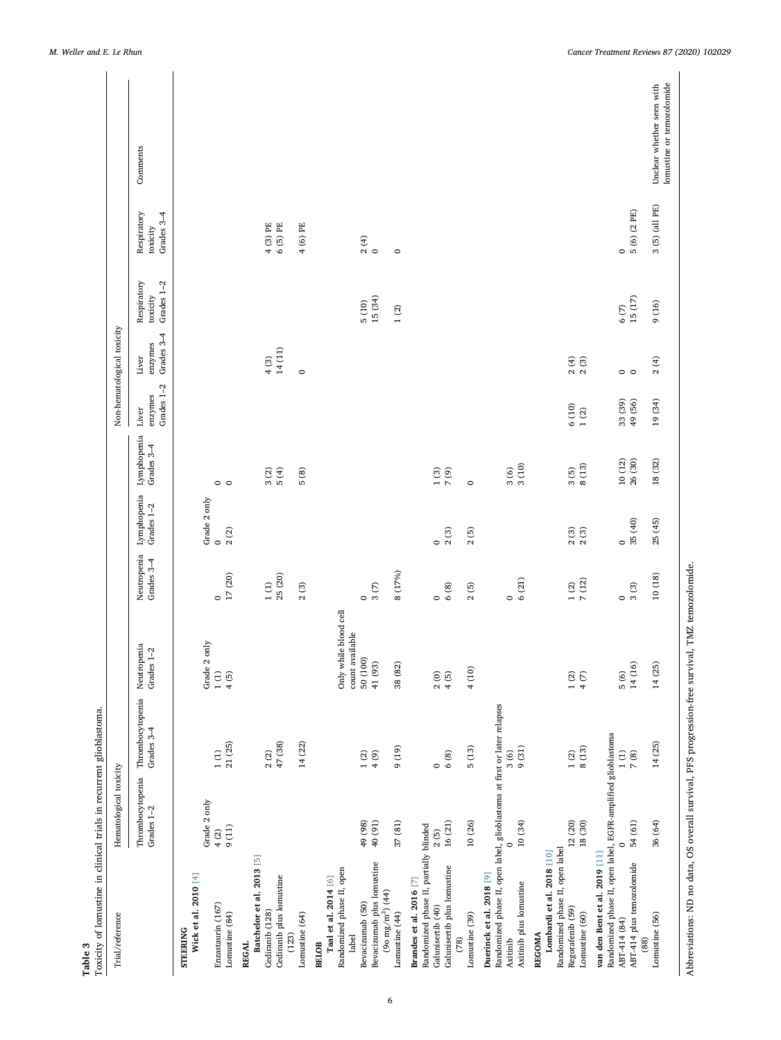**Table 3**
Toxicity of lomustine in clinical trials in recurrent glioblastoma.

| Trial/reference | Hematological toxicity | | | | | | Non-hematological toxicity | | | | Comments |
|---|---|---|---|---|---|---|---|---|---|---|---|
| | Thrombocytopenia Grades 1–2 | Thrombocytopenia Grades 3–4 | Neutropenia Grades 1–2 | Neutropenia Grades 3–4 | Lymphopenia Grades 1–2 | Lymphopenia Grades 3–4 | Liver enzymes Grades 1–2 | Liver enzymes Grades 3–4 | Respiratory toxicity Grades 1–2 | Respiratory toxicity Grades 3–4 | |
| **STEERING** | | | | | | | | | | | |
| **Wick et al. 2010** [4] | Grade 2 only | | Grade 2 only | | Grade 2 only | | | | | | |
| Enzastaurin (167) | 4 (2) | 1 (1) | 1 (1) | 0 | 0 | 0 | | | | | |
| Lomustine (84) | 9 (11) | 21 (25) | 4 (5) | 17 (20) | 2 (2) | 0 | | | | | |
| **REGAL** | | | | | | | | | | | |
| **Batchelor et al. 2013** [5] | | | | | | | | | | | |
| Cediranib (128) | | 2 (2) | | 1 (1) | | 3 (2) | | 4 (3) | | 4 (3) PE | |
| Cediranib plus lomustine (123) | | 47 (38) | | 25 (20) | | 5 (4) | | 14 (11) | | 6 (5) PE | |
| Lomustine (64) | | 14 (22) | | 2 (3) | | 5 (8) | | 0 | | 4 (6) PE | |
| **BELOB** | | | | | | | | | | | |
| **Taal et al. 2014** [6] | | | | | | | | | | | |
| Randomized phase II, open label | | | Only white blood cell count available | | | | | | | | |
| Bevacizumab (50) | 49 (98) | 1 (2) | 50 (100) | 0 | | | | | 5 (10) | 2 (4) | |
| Bevacizumab plus lomustine (90 mg/m$^2$) (44) | 40 (91) | 4 (9) | 41 (93) | 3 (7) | | | | | 15 (34) | 0 | |
| Lomustine (44) | 37 (81) | 9 (19) | 38 (82) | 8 (17%) | | | | | 1 (2) | 0 | |
| **Brandes et al. 2016** [7] | | | | | | | | | | | |
| Randomized phase II, partially blinded | | | | | | | | | | | |
| Galunisertib (40) | 2 (5) | 0 | 2 (0) | 0 | 0 | 1 (3) | | | | | |
| Galunisertib plus lomustine (78) | 16 (21) | 6 (8) | 4 (5) | 6 (8) | 2 (3) | 7 (9) | | | | | |
| Lomustine (39) | 10 (26) | 5 (13) | 4 (10) | 2 (5) | 2 (5) | 0 | | | | | |
| **Duerinck et al. 2018** [9] | | | | | | | | | | | |
| Randomized phase II, open label, glioblastoma at first or later relapses | | | | | | | | | | | |
| Axitinib | 0 | 3 (6) | | 0 | | 3 (6) | | | | | |
| Axitinib plus lomustine | 10 (34) | 9 (31) | | 6 (21) | | 3 (10) | | | | | |
| **REGOMA** | | | | | | | | | | | |
| **Lombardi et al. 2018** [10] | | | | | | | | | | | |
| Randomized phase II, open label | | | | | | | | | | | |
| Regorafenib (59) | 12 (20) | 1 (2) | 1 (2) | 1 (2) | 2 (3) | 3 (5) | 6 (10) | 2 (4) | | | |
| Lomustine (60) | 18 (30) | 8 (13) | 4 (7) | 7 (12) | 2 (3) | 8 (13) | 1 (2) | 2 (3) | | | |
| **van den Bent et al. 2019** [11] | | | | | | | | | | | |
| Randomized phase II, open label, EGFR-amplified glioblastoma | | | | | | | | | | | |
| ABT-414 (84) | 0 | 1 (1) | 5 (6) | 0 | 0 | 10 (12) | 33 (39) | 0 | 6 (7) | 0 | |
| ABT-414 plus temozolomide (88) | 54 (61) | 7 (8) | 14 (16) | 3 (3) | 35 (40) | 26 (30) | 49 (56) | 0 | 15 (17) | 5 (6) (2 PE) | |
| Lomustine (56) | 36 (64) | 14 (25) | 14 (25) | 10 (18) | 25 (45) | 18 (32) | 19 (34) | 2 (4) | 9 (16) | 3 (5) (all PE) | Unclear whether seen with lomustine or temozolomide |

Abbreviations: ND no data, OS overall survival, PFS progression-free survival, TMZ temozolomide.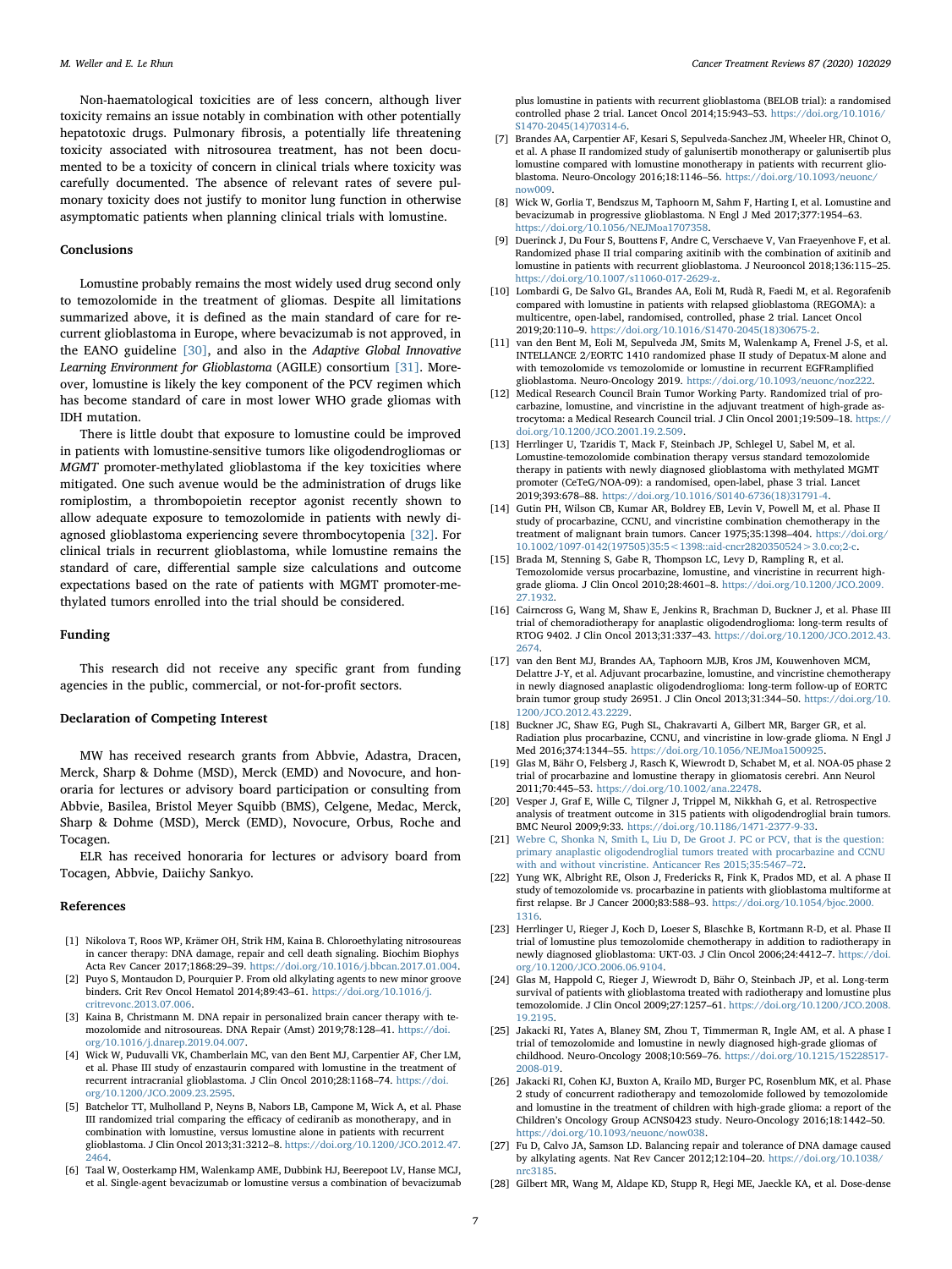Non-haematological toxicities are of less concern, although liver toxicity remains an issue notably in combination with other potentially hepatotoxic drugs. Pulmonary fibrosis, a potentially life threatening toxicity associated with nitrosourea treatment, has not been documented to be a toxicity of concern in clinical trials where toxicity was carefully documented. The absence of relevant rates of severe pulmonary toxicity does not justify to monitor lung function in otherwise asymptomatic patients when planning clinical trials with lomustine.

## Conclusions

Lomustine probably remains the most widely used drug second only to temozolomide in the treatment of gliomas. Despite all limitations summarized above, it is defined as the main standard of care for recurrent glioblastoma in Europe, where bevacizumab is not approved, in the EANO guideline [30], and also in the *Adaptive Global Innovative Learning Environment for Glioblastoma* (AGILE) consortium [31]. Moreover, lomustine is likely the key component of the PCV regimen which has become standard of care in most lower WHO grade gliomas with IDH mutation.

There is little doubt that exposure to lomustine could be improved in patients with lomustine-sensitive tumors like oligodendrogliomas or *MGMT* promoter-methylated glioblastoma if the key toxicities where mitigated. One such avenue would be the administration of drugs like romiplostim, a thrombopoietin receptor agonist recently shown to allow adequate exposure to temozolomide in patients with newly diagnosed glioblastoma experiencing severe thrombocytopenia [32]. For clinical trials in recurrent glioblastoma, while lomustine remains the standard of care, differential sample size calculations and outcome expectations based on the rate of patients with MGMT promoter-methylated tumors enrolled into the trial should be considered.

## Funding

This research did not receive any specific grant from funding agencies in the public, commercial, or not-for-profit sectors.

## Declaration of Competing Interest

MW has received research grants from Abbvie, Adastra, Dracen, Merck, Sharp & Dohme (MSD), Merck (EMD) and Novocure, and honoraria for lectures or advisory board participation or consulting from Abbvie, Basilea, Bristol Meyer Squibb (BMS), Celgene, Medac, Merck, Sharp & Dohme (MSD), Merck (EMD), Novocure, Orbus, Roche and Tocagen.

ELR has received honoraria for lectures or advisory board from Tocagen, Abbvie, Daiichy Sankyo.

## References

[1] Nikolova T, Roos WP, Krämer OH, Strik HM, Kaina B. Chloroethylating nitrosoureas in cancer therapy: DNA damage, repair and cell death signaling. Biochim Biophys Acta Rev Cancer 2017;1868:29–39. https://doi.org/10.1016/j.bbcan.2017.01.004.

[2] Puyo S, Montaudon D, Pourquier P. From old alkylating agents to new minor groove binders. Crit Rev Oncol Hematol 2014;89:43–61. https://doi.org/10.1016/j.critrevonc.2013.07.006.

[3] Kaina B, Christmann M. DNA repair in personalized brain cancer therapy with temozolomide and nitrosoureas. DNA Repair (Amst) 2019;78:128–41. https://doi.org/10.1016/j.dnarep.2019.04.007.

[4] Wick W, Puduvalli VK, Chamberlain MC, van den Bent MJ, Carpentier AF, Cher LM, et al. Phase III study of enzastaurin compared with lomustine in the treatment of recurrent intracranial glioblastoma. J Clin Oncol 2010;28:1168–74. https://doi.org/10.1200/JCO.2009.23.2595.

[5] Batchelor TT, Mulholland P, Neyns B, Nabors LB, Campone M, Wick A, et al. Phase III randomized trial comparing the efficacy of cediranib as monotherapy, and in combination with lomustine, versus lomustine alone in patients with recurrent glioblastoma. J Clin Oncol 2013;31:3212–8. https://doi.org/10.1200/JCO.2012.47.2464.

[6] Taal W, Oosterkamp HM, Walenkamp AME, Dubbink HJ, Beerepoot LV, Hanse MCJ, et al. Single-agent bevacizumab or lomustine versus a combination of bevacizumab plus lomustine in patients with recurrent glioblastoma (BELOB trial): a randomised controlled phase 2 trial. Lancet Oncol 2014;15:943–53. https://doi.org/10.1016/S1470-2045(14)70314-6.

[7] Brandes AA, Carpentier AF, Kesari S, Sepulveda-Sanchez JM, Wheeler HR, Chinot O, et al. A phase II randomized study of galunisertib monotherapy or galunisertib plus lomustine compared with lomustine monotherapy in patients with recurrent glioblastoma. Neuro-Oncology 2016;18:1146–56. https://doi.org/10.1093/neuonc/now009.

[8] Wick W, Gorlia T, Bendszus M, Taphoorn M, Sahm F, Harting I, et al. Lomustine and bevacizumab in progressive glioblastoma. N Engl J Med 2017;377:1954–63. https://doi.org/10.1056/NEJMoa1707358.

[9] Duerinck J, Du Four S, Bouttens F, Andre C, Verschaeve V, Van Fraeyenhove F, et al. Randomized phase II trial comparing axitinib with the combination of axitinib and lomustine in patients with recurrent glioblastoma. J Neurooncol 2018;136:115–25. https://doi.org/10.1007/s11060-017-2629-z.

[10] Lombardi G, De Salvo GL, Brandes AA, Eoli M, Rudà R, Faedi M, et al. Regorafenib compared with lomustine in patients with relapsed glioblastoma (REGOMA): a multicentre, open-label, randomised, controlled, phase 2 trial. Lancet Oncol 2019;20:110–9. https://doi.org/10.1016/S1470-2045(18)30675-2.

[11] van den Bent M, Eoli M, Sepulveda JM, Smits M, Walenkamp A, Frenel J-S, et al. INTELLANCE 2/EORTC 1410 randomized phase II study of Depatux-M alone and with temozolomide vs temozolomide or lomustine in recurrent EGFRamplified glioblastoma. Neuro-Oncology 2019. https://doi.org/10.1093/neuonc/noz222.

[12] Medical Research Council Brain Tumor Working Party. Randomized trial of procarbazine, lomustine, and vincristine in the adjuvant treatment of high-grade astrocytoma: a Medical Research Council trial. J Clin Oncol 2001;19:509–18. https://doi.org/10.1200/JCO.2001.19.2.509.

[13] Herrlinger U, Tzaridis T, Mack F, Steinbach JP, Schlegel U, Sabel M, et al. Lomustine-temozolomide combination therapy versus standard temozolomide therapy in patients with newly diagnosed glioblastoma with methylated MGMT promoter (CeTeG/NOA-09): a randomised, open-label, phase 3 trial. Lancet 2019;393:678–88. https://doi.org/10.1016/S0140-6736(18)31791-4.

[14] Gutin PH, Wilson CB, Kumar AR, Boldrey EB, Levin V, Powell M, et al. Phase II study of procarbazine, CCNU, and vincristine combination chemotherapy in the treatment of malignant brain tumors. Cancer 1975;35:1398–404. https://doi.org/10.1002/1097-0142(197505)35:5<1398::aid-cncr2820350524>3.0.co;2-c.

[15] Brada M, Stenning S, Gabe R, Thompson LC, Levy D, Rampling R, et al. Temozolomide versus procarbazine, lomustine, and vincristine in recurrent high-grade glioma. J Clin Oncol 2010;28:4601–8. https://doi.org/10.1200/JCO.2009.27.1932.

[16] Cairncross G, Wang M, Shaw E, Jenkins R, Brachman D, Buckner J, et al. Phase III trial of chemoradiotherapy for anaplastic oligodendroglioma: long-term results of RTOG 9402. J Clin Oncol 2013;31:337–43. https://doi.org/10.1200/JCO.2012.43.2674.

[17] van den Bent MJ, Brandes AA, Taphoorn MJB, Kros JM, Kouwenhoven MCM, Delattre J-Y, et al. Adjuvant procarbazine, lomustine, and vincristine chemotherapy in newly diagnosed anaplastic oligodendroglioma: long-term follow-up of EORTC brain tumor group study 26951. J Clin Oncol 2013;31:344–50. https://doi.org/10.1200/JCO.2012.43.2229.

[18] Buckner JC, Shaw EG, Pugh SL, Chakravarti A, Gilbert MR, Barger GR, et al. Radiation plus procarbazine, CCNU, and vincristine in low-grade glioma. N Engl J Med 2016;374:1344–55. https://doi.org/10.1056/NEJMoa1500925.

[19] Glas M, Bähr O, Felsberg J, Rasch K, Wiewrodt D, Schabet M, et al. NOA-05 phase 2 trial of procarbazine and lomustine therapy in gliomatosis cerebri. Ann Neurol 2011;70:445–53. https://doi.org/10.1002/ana.22478.

[20] Vesper J, Graf E, Wille C, Tilgner J, Trippel M, Nikkhah G, et al. Retrospective analysis of treatment outcome in 315 patients with oligodendroglial brain tumors. BMC Neurol 2009;9:33. https://doi.org/10.1186/1471-2377-9-33.

[21] Webre C, Shonka N, Smith L, Liu D, De Groot J. PC or PCV, that is the question: primary anaplastic oligodendroglial tumors treated with procarbazine and CCNU with and without vincristine. Anticancer Res 2015;35:5467–72.

[22] Yung WK, Albright RE, Olson J, Fredericks R, Fink K, Prados MD, et al. A phase II study of temozolomide vs. procarbazine in patients with glioblastoma multiforme at first relapse. Br J Cancer 2000;83:588–93. https://doi.org/10.1054/bjoc.2000.1316.

[23] Herrlinger U, Rieger J, Koch D, Loeser S, Blaschke B, Kortmann R-D, et al. Phase II trial of lomustine plus temozolomide chemotherapy in addition to radiotherapy in newly diagnosed glioblastoma: UKT-03. J Clin Oncol 2006;24:4412–7. https://doi.org/10.1200/JCO.2006.06.9104.

[24] Glas M, Happold C, Rieger J, Wiewrodt D, Bähr O, Steinbach JP, et al. Long-term survival of patients with glioblastoma treated with radiotherapy and lomustine plus temozolomide. J Clin Oncol 2009;27:1257–61. https://doi.org/10.1200/JCO.2008.19.2195.

[25] Jakacki RI, Yates A, Blaney SM, Zhou T, Timmerman R, Ingle AM, et al. A phase I trial of temozolomide and lomustine in newly diagnosed high-grade gliomas of childhood. Neuro-Oncology 2008;10:569–76. https://doi.org/10.1215/15228517-2008-019.

[26] Jakacki RI, Cohen KJ, Buxton A, Krailo MD, Burger PC, Rosenblum MK, et al. Phase 2 study of concurrent radiotherapy and temozolomide followed by temozolomide and lomustine in the treatment of children with high-grade glioma: a report of the Children's Oncology Group ACNS0423 study. Neuro-Oncology 2016;18:1442–50. https://doi.org/10.1093/neuonc/now038.

[27] Fu D, Calvo JA, Samson LD. Balancing repair and tolerance of DNA damage caused by alkylating agents. Nat Rev Cancer 2012;12:104–20. https://doi.org/10.1038/nrc3185.

[28] Gilbert MR, Wang M, Aldape KD, Stupp R, Hegi ME, Jaeckle KA, et al. Dose-dense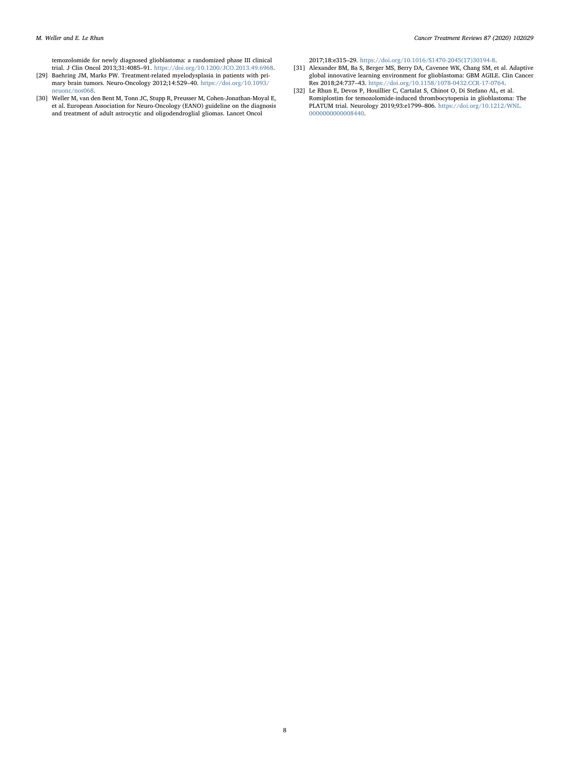temozolomide for newly diagnosed glioblastoma: a randomized phase III clinical trial. J Clin Oncol 2013;31:4085–91. https://doi.org/10.1200/JCO.2013.49.6968.

[29] Baehring JM, Marks PW. Treatment-related myelodysplasia in patients with primary brain tumors. Neuro-Oncology 2012;14:529–40. https://doi.org/10.1093/neuonc/nos068.

[30] Weller M, van den Bent M, Tonn JC, Stupp R, Preusser M, Cohen-Jonathan-Moyal E, et al. European Association for Neuro-Oncology (EANO) guideline on the diagnosis and treatment of adult astrocytic and oligodendroglial gliomas. Lancet Oncol 2017;18:e315–29. https://doi.org/10.1016/S1470-2045(17)30194-8.

[31] Alexander BM, Ba S, Berger MS, Berry DA, Cavenee WK, Chang SM, et al. Adaptive global innovative learning environment for glioblastoma: GBM AGILE. Clin Cancer Res 2018;24:737–43. https://doi.org/10.1158/1078-0432.CCR-17-0764.

[32] Le Rhun E, Devos P, Houillier C, Cartalat S, Chinot O, Di Stefano AL, et al. Romiplostim for temozolomide-induced thrombocytopenia in glioblastoma: The PLATUM trial. Neurology 2019;93:e1799–806. https://doi.org/10.1212/WNL.0000000000008440.